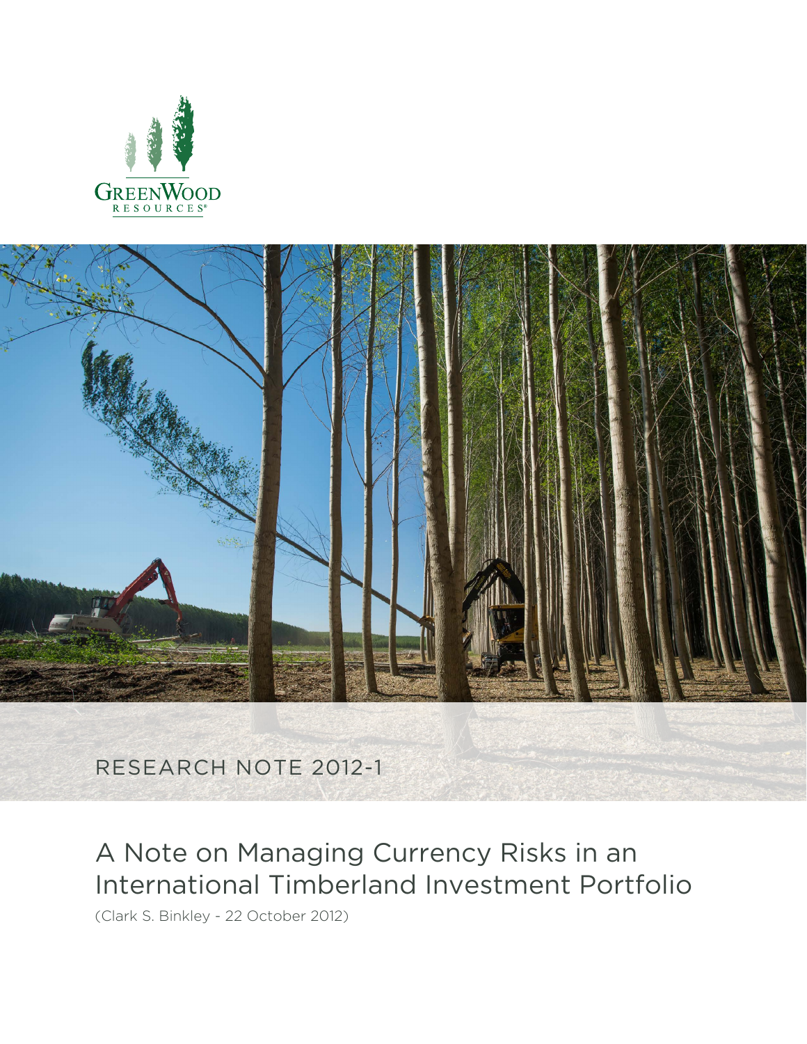GreenWood Resources

RESEARCH NOTE 2012-1

# A Note on Managing Currency Risks in an International Timberland Investment Portfolio

(Clark S. Binkley - 22 October 2012)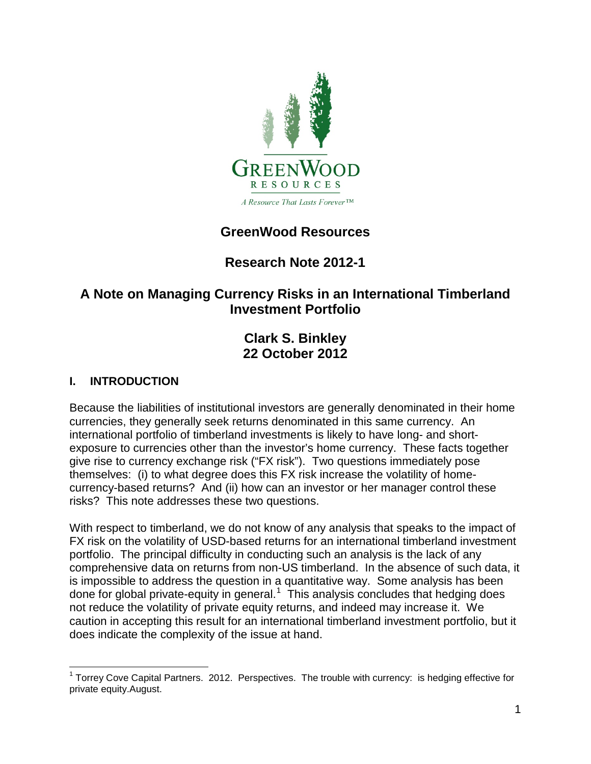GreenWood Resources

A Resource That Lasts Forever™

# GreenWood Resources

## Research Note 2012-1

## A Note on Managing Currency Risks in an International Timberland Investment Portfolio

### Clark S. Binkley
### 22 October 2012

## I. INTRODUCTION

Because the liabilities of institutional investors are generally denominated in their home currencies, they generally seek returns denominated in this same currency. An international portfolio of timberland investments is likely to have long- and short-exposure to currencies other than the investor's home currency. These facts together give rise to currency exchange risk ("FX risk"). Two questions immediately pose themselves: (i) to what degree does this FX risk increase the volatility of home-currency-based returns? And (ii) how can an investor or her manager control these risks? This note addresses these two questions.

With respect to timberland, we do not know of any analysis that speaks to the impact of FX risk on the volatility of USD-based returns for an international timberland investment portfolio. The principal difficulty in conducting such an analysis is the lack of any comprehensive data on returns from non-US timberland. In the absence of such data, it is impossible to address the question in a quantitative way. Some analysis has been done for global private-equity in general.[1] This analysis concludes that hedging does not reduce the volatility of private equity returns, and indeed may increase it. We caution in accepting this result for an international timberland investment portfolio, but it does indicate the complexity of the issue at hand.

[1] Torrey Cove Capital Partners. 2012. Perspectives. The trouble with currency: is hedging effective for private equity.August.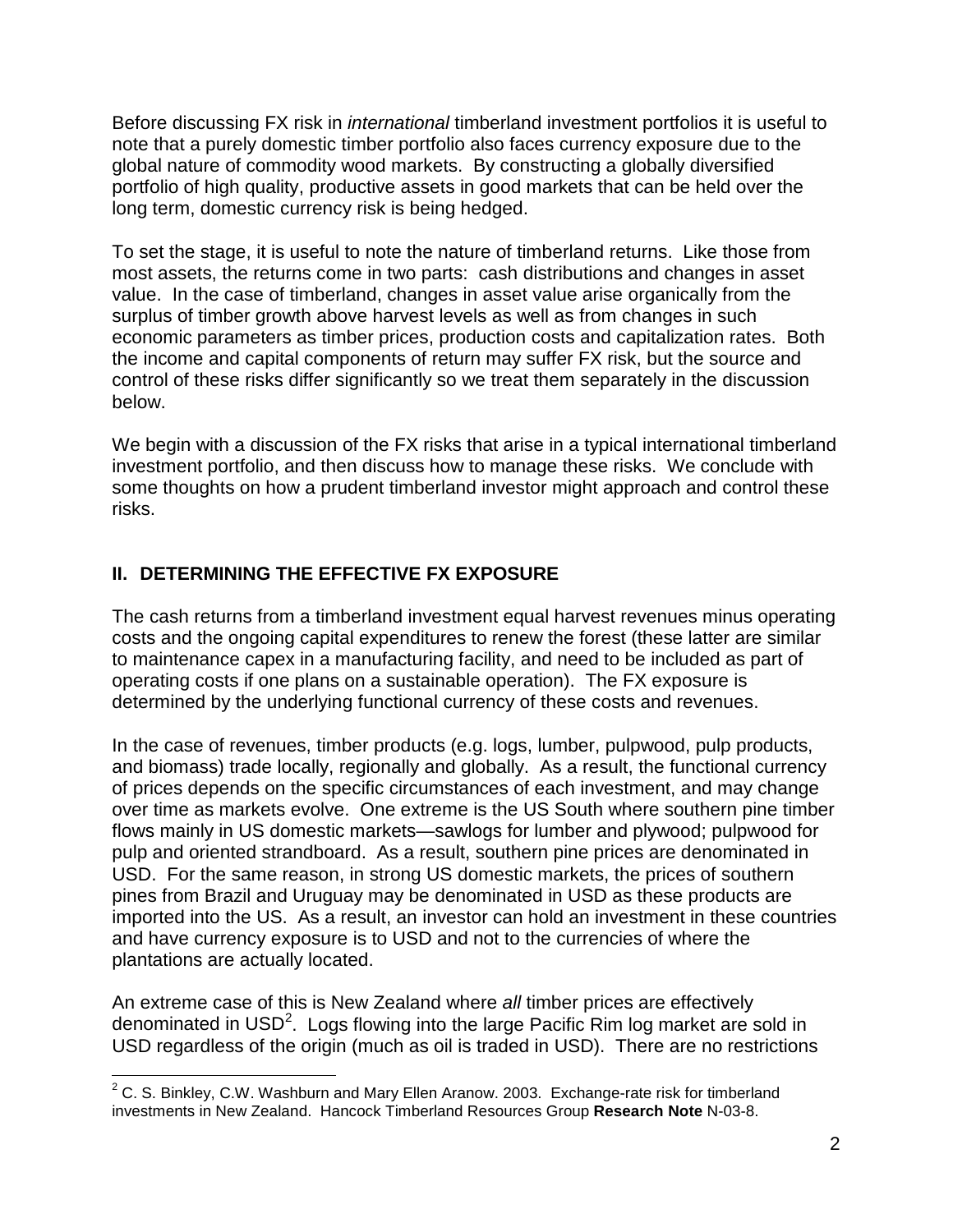Before discussing FX risk in *international* timberland investment portfolios it is useful to note that a purely domestic timber portfolio also faces currency exposure due to the global nature of commodity wood markets. By constructing a globally diversified portfolio of high quality, productive assets in good markets that can be held over the long term, domestic currency risk is being hedged.

To set the stage, it is useful to note the nature of timberland returns. Like those from most assets, the returns come in two parts: cash distributions and changes in asset value. In the case of timberland, changes in asset value arise organically from the surplus of timber growth above harvest levels as well as from changes in such economic parameters as timber prices, production costs and capitalization rates. Both the income and capital components of return may suffer FX risk, but the source and control of these risks differ significantly so we treat them separately in the discussion below.

We begin with a discussion of the FX risks that arise in a typical international timberland investment portfolio, and then discuss how to manage these risks. We conclude with some thoughts on how a prudent timberland investor might approach and control these risks.

## II. DETERMINING THE EFFECTIVE FX EXPOSURE

The cash returns from a timberland investment equal harvest revenues minus operating costs and the ongoing capital expenditures to renew the forest (these latter are similar to maintenance capex in a manufacturing facility, and need to be included as part of operating costs if one plans on a sustainable operation). The FX exposure is determined by the underlying functional currency of these costs and revenues.

In the case of revenues, timber products (e.g. logs, lumber, pulpwood, pulp products, and biomass) trade locally, regionally and globally. As a result, the functional currency of prices depends on the specific circumstances of each investment, and may change over time as markets evolve. One extreme is the US South where southern pine timber flows mainly in US domestic markets—sawlogs for lumber and plywood; pulpwood for pulp and oriented strandboard. As a result, southern pine prices are denominated in USD. For the same reason, in strong US domestic markets, the prices of southern pines from Brazil and Uruguay may be denominated in USD as these products are imported into the US. As a result, an investor can hold an investment in these countries and have currency exposure is to USD and not to the currencies of where the plantations are actually located.

An extreme case of this is New Zealand where *all* timber prices are effectively denominated in USD[2]. Logs flowing into the large Pacific Rim log market are sold in USD regardless of the origin (much as oil is traded in USD). There are no restrictions

---

[2] C. S. Binkley, C.W. Washburn and Mary Ellen Aranow. 2003. Exchange-rate risk for timberland investments in New Zealand. Hancock Timberland Resources Group **Research Note** N-03-8.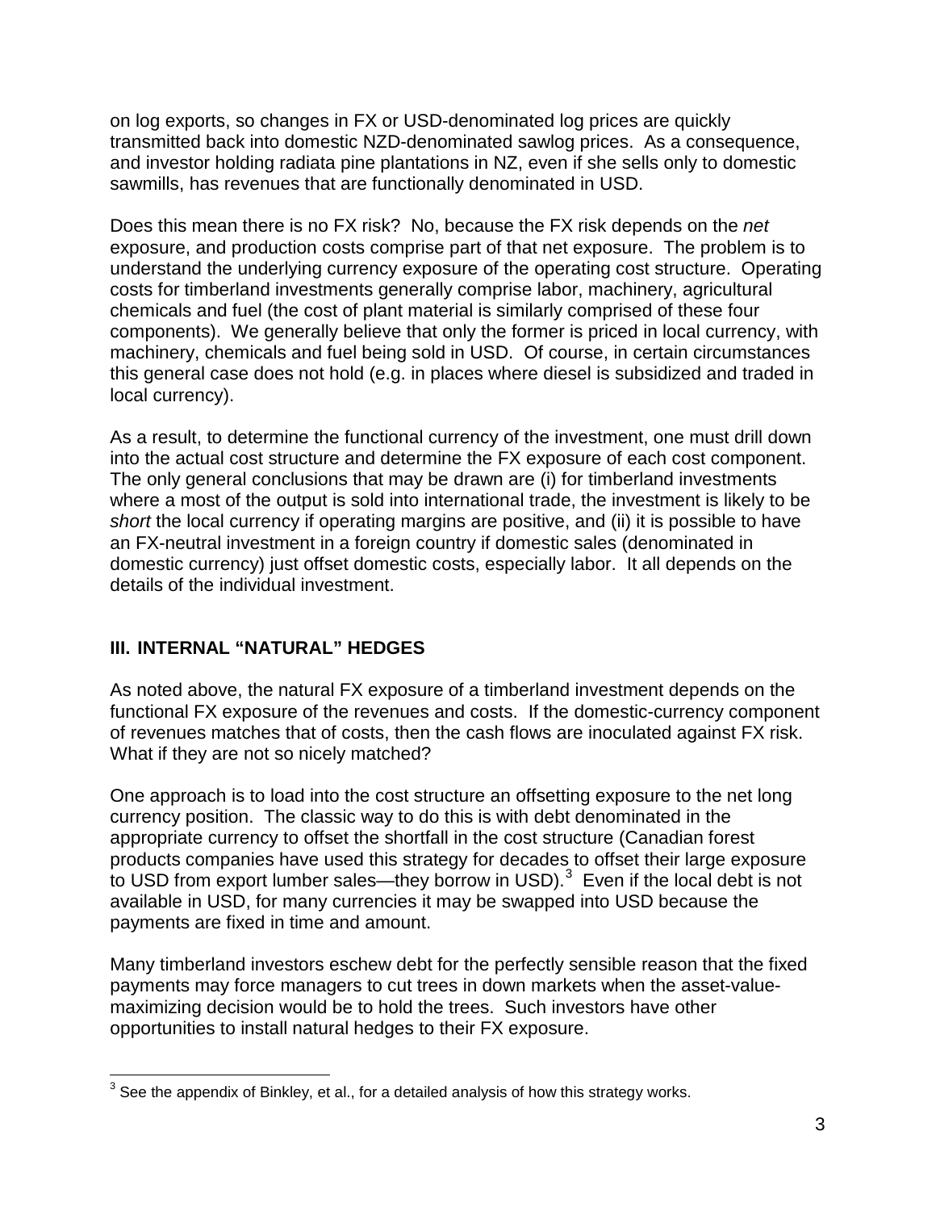on log exports, so changes in FX or USD-denominated log prices are quickly transmitted back into domestic NZD-denominated sawlog prices. As a consequence, and investor holding radiata pine plantations in NZ, even if she sells only to domestic sawmills, has revenues that are functionally denominated in USD.

Does this mean there is no FX risk? No, because the FX risk depends on the *net* exposure, and production costs comprise part of that net exposure. The problem is to understand the underlying currency exposure of the operating cost structure. Operating costs for timberland investments generally comprise labor, machinery, agricultural chemicals and fuel (the cost of plant material is similarly comprised of these four components). We generally believe that only the former is priced in local currency, with machinery, chemicals and fuel being sold in USD. Of course, in certain circumstances this general case does not hold (e.g. in places where diesel is subsidized and traded in local currency).

As a result, to determine the functional currency of the investment, one must drill down into the actual cost structure and determine the FX exposure of each cost component. The only general conclusions that may be drawn are (i) for timberland investments where a most of the output is sold into international trade, the investment is likely to be *short* the local currency if operating margins are positive, and (ii) it is possible to have an FX-neutral investment in a foreign country if domestic sales (denominated in domestic currency) just offset domestic costs, especially labor. It all depends on the details of the individual investment.

## III. INTERNAL "NATURAL" HEDGES

As noted above, the natural FX exposure of a timberland investment depends on the functional FX exposure of the revenues and costs. If the domestic-currency component of revenues matches that of costs, then the cash flows are inoculated against FX risk. What if they are not so nicely matched?

One approach is to load into the cost structure an offsetting exposure to the net long currency position. The classic way to do this is with debt denominated in the appropriate currency to offset the shortfall in the cost structure (Canadian forest products companies have used this strategy for decades to offset their large exposure to USD from export lumber sales—they borrow in USD).[3] Even if the local debt is not available in USD, for many currencies it may be swapped into USD because the payments are fixed in time and amount.

Many timberland investors eschew debt for the perfectly sensible reason that the fixed payments may force managers to cut trees in down markets when the asset-value-maximizing decision would be to hold the trees. Such investors have other opportunities to install natural hedges to their FX exposure.

[3] See the appendix of Binkley, et al., for a detailed analysis of how this strategy works.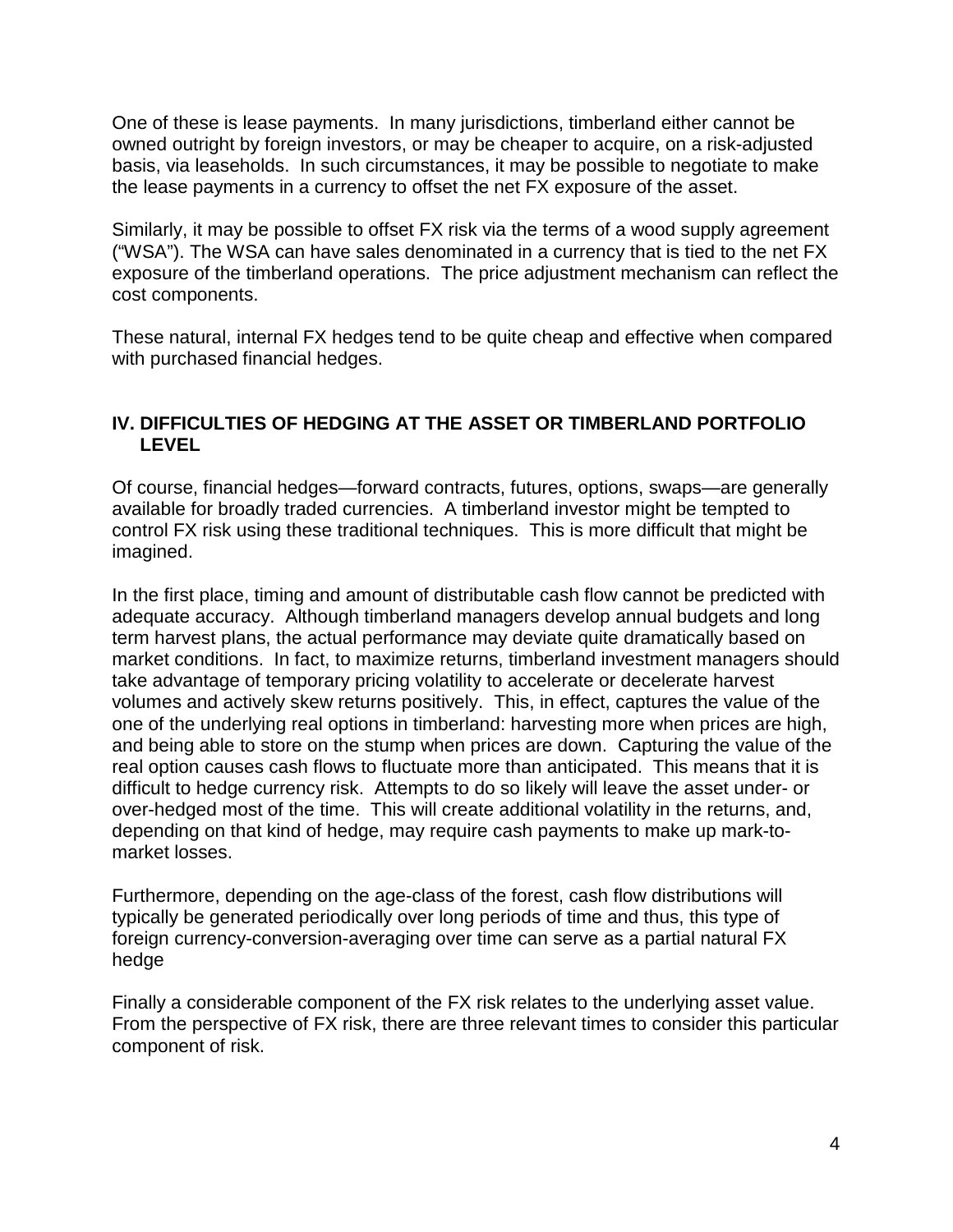One of these is lease payments. In many jurisdictions, timberland either cannot be owned outright by foreign investors, or may be cheaper to acquire, on a risk-adjusted basis, via leaseholds. In such circumstances, it may be possible to negotiate to make the lease payments in a currency to offset the net FX exposure of the asset.

Similarly, it may be possible to offset FX risk via the terms of a wood supply agreement ("WSA"). The WSA can have sales denominated in a currency that is tied to the net FX exposure of the timberland operations. The price adjustment mechanism can reflect the cost components.

These natural, internal FX hedges tend to be quite cheap and effective when compared with purchased financial hedges.

## IV. DIFFICULTIES OF HEDGING AT THE ASSET OR TIMBERLAND PORTFOLIO LEVEL

Of course, financial hedges—forward contracts, futures, options, swaps—are generally available for broadly traded currencies. A timberland investor might be tempted to control FX risk using these traditional techniques. This is more difficult that might be imagined.

In the first place, timing and amount of distributable cash flow cannot be predicted with adequate accuracy. Although timberland managers develop annual budgets and long term harvest plans, the actual performance may deviate quite dramatically based on market conditions. In fact, to maximize returns, timberland investment managers should take advantage of temporary pricing volatility to accelerate or decelerate harvest volumes and actively skew returns positively. This, in effect, captures the value of the one of the underlying real options in timberland: harvesting more when prices are high, and being able to store on the stump when prices are down. Capturing the value of the real option causes cash flows to fluctuate more than anticipated. This means that it is difficult to hedge currency risk. Attempts to do so likely will leave the asset under- or over-hedged most of the time. This will create additional volatility in the returns, and, depending on that kind of hedge, may require cash payments to make up mark-to-market losses.

Furthermore, depending on the age-class of the forest, cash flow distributions will typically be generated periodically over long periods of time and thus, this type of foreign currency-conversion-averaging over time can serve as a partial natural FX hedge

Finally a considerable component of the FX risk relates to the underlying asset value. From the perspective of FX risk, there are three relevant times to consider this particular component of risk.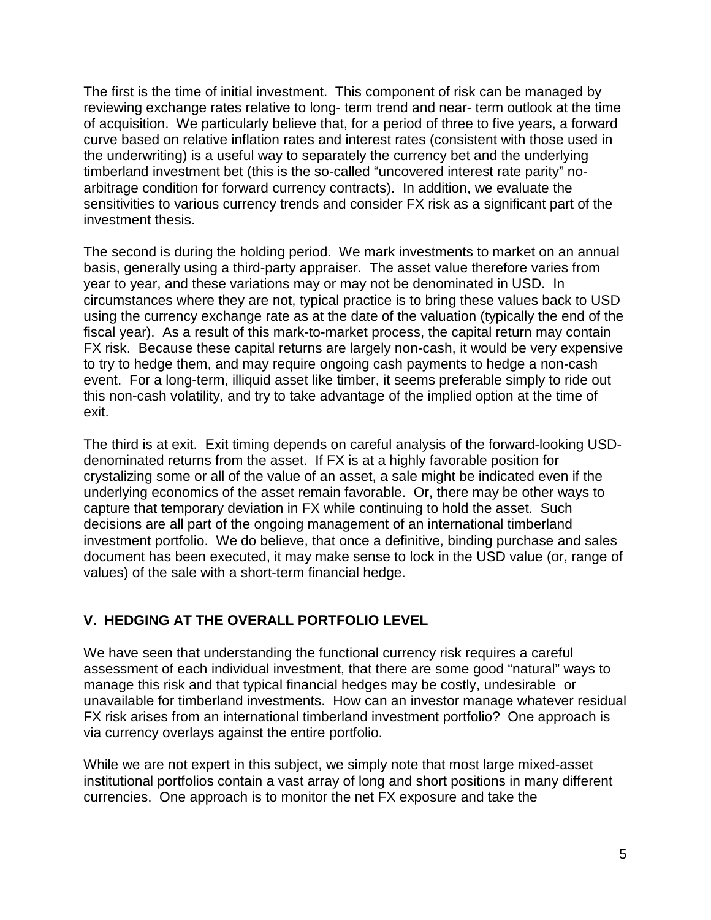The first is the time of initial investment. This component of risk can be managed by reviewing exchange rates relative to long- term trend and near- term outlook at the time of acquisition. We particularly believe that, for a period of three to five years, a forward curve based on relative inflation rates and interest rates (consistent with those used in the underwriting) is a useful way to separately the currency bet and the underlying timberland investment bet (this is the so-called "uncovered interest rate parity" no-arbitrage condition for forward currency contracts). In addition, we evaluate the sensitivities to various currency trends and consider FX risk as a significant part of the investment thesis.

The second is during the holding period. We mark investments to market on an annual basis, generally using a third-party appraiser. The asset value therefore varies from year to year, and these variations may or may not be denominated in USD. In circumstances where they are not, typical practice is to bring these values back to USD using the currency exchange rate as at the date of the valuation (typically the end of the fiscal year). As a result of this mark-to-market process, the capital return may contain FX risk. Because these capital returns are largely non-cash, it would be very expensive to try to hedge them, and may require ongoing cash payments to hedge a non-cash event. For a long-term, illiquid asset like timber, it seems preferable simply to ride out this non-cash volatility, and try to take advantage of the implied option at the time of exit.

The third is at exit. Exit timing depends on careful analysis of the forward-looking USD-denominated returns from the asset. If FX is at a highly favorable position for crystalizing some or all of the value of an asset, a sale might be indicated even if the underlying economics of the asset remain favorable. Or, there may be other ways to capture that temporary deviation in FX while continuing to hold the asset. Such decisions are all part of the ongoing management of an international timberland investment portfolio. We do believe, that once a definitive, binding purchase and sales document has been executed, it may make sense to lock in the USD value (or, range of values) of the sale with a short-term financial hedge.

## V. HEDGING AT THE OVERALL PORTFOLIO LEVEL

We have seen that understanding the functional currency risk requires a careful assessment of each individual investment, that there are some good "natural" ways to manage this risk and that typical financial hedges may be costly, undesirable or unavailable for timberland investments. How can an investor manage whatever residual FX risk arises from an international timberland investment portfolio? One approach is via currency overlays against the entire portfolio.

While we are not expert in this subject, we simply note that most large mixed-asset institutional portfolios contain a vast array of long and short positions in many different currencies. One approach is to monitor the net FX exposure and take the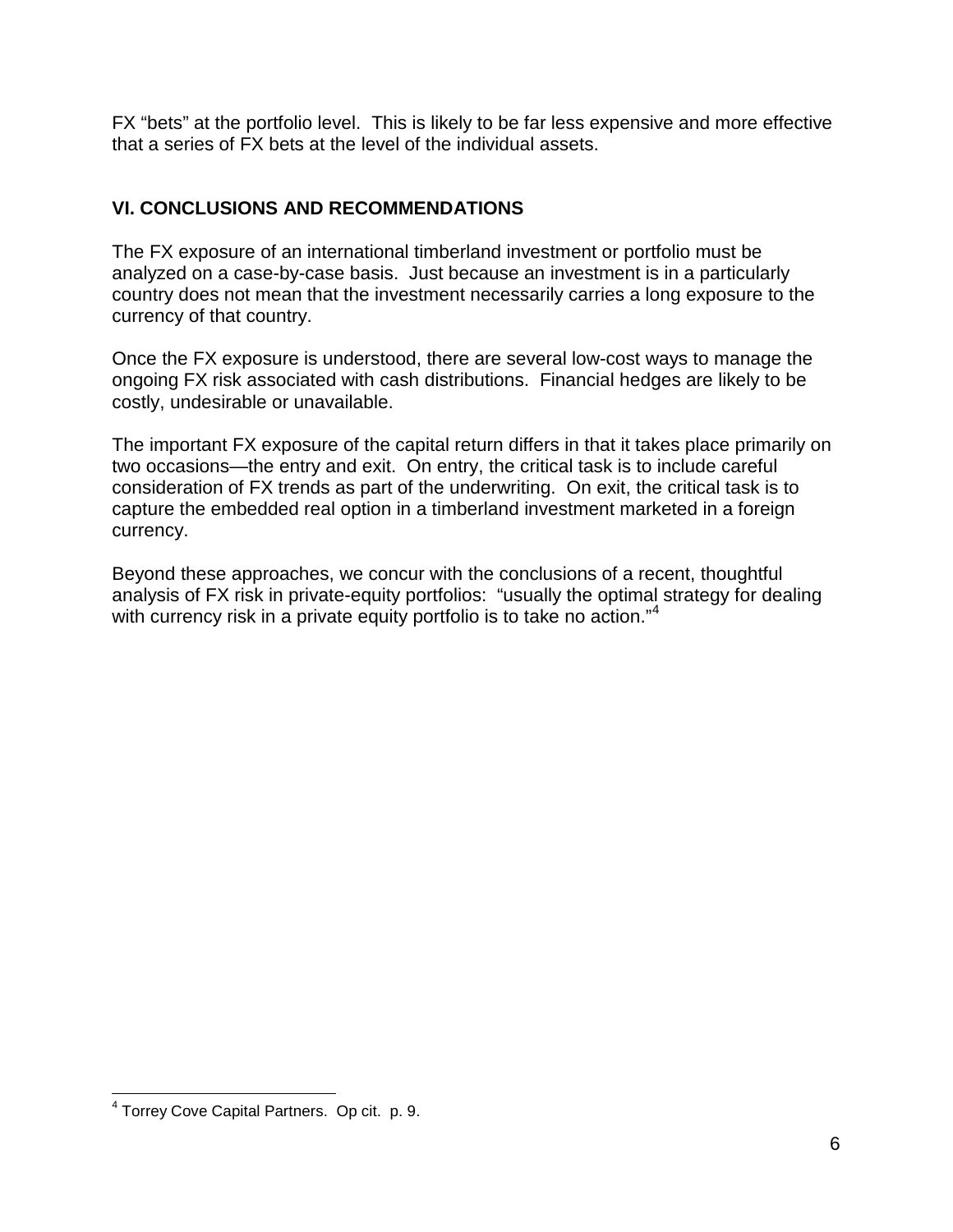FX "bets" at the portfolio level. This is likely to be far less expensive and more effective that a series of FX bets at the level of the individual assets.

## VI. CONCLUSIONS AND RECOMMENDATIONS

The FX exposure of an international timberland investment or portfolio must be analyzed on a case-by-case basis. Just because an investment is in a particularly country does not mean that the investment necessarily carries a long exposure to the currency of that country.

Once the FX exposure is understood, there are several low-cost ways to manage the ongoing FX risk associated with cash distributions. Financial hedges are likely to be costly, undesirable or unavailable.

The important FX exposure of the capital return differs in that it takes place primarily on two occasions—the entry and exit. On entry, the critical task is to include careful consideration of FX trends as part of the underwriting. On exit, the critical task is to capture the embedded real option in a timberland investment marketed in a foreign currency.

Beyond these approaches, we concur with the conclusions of a recent, thoughtful analysis of FX risk in private-equity portfolios: "usually the optimal strategy for dealing with currency risk in a private equity portfolio is to take no action."[4]

---

[4] Torrey Cove Capital Partners. Op cit. p. 9.